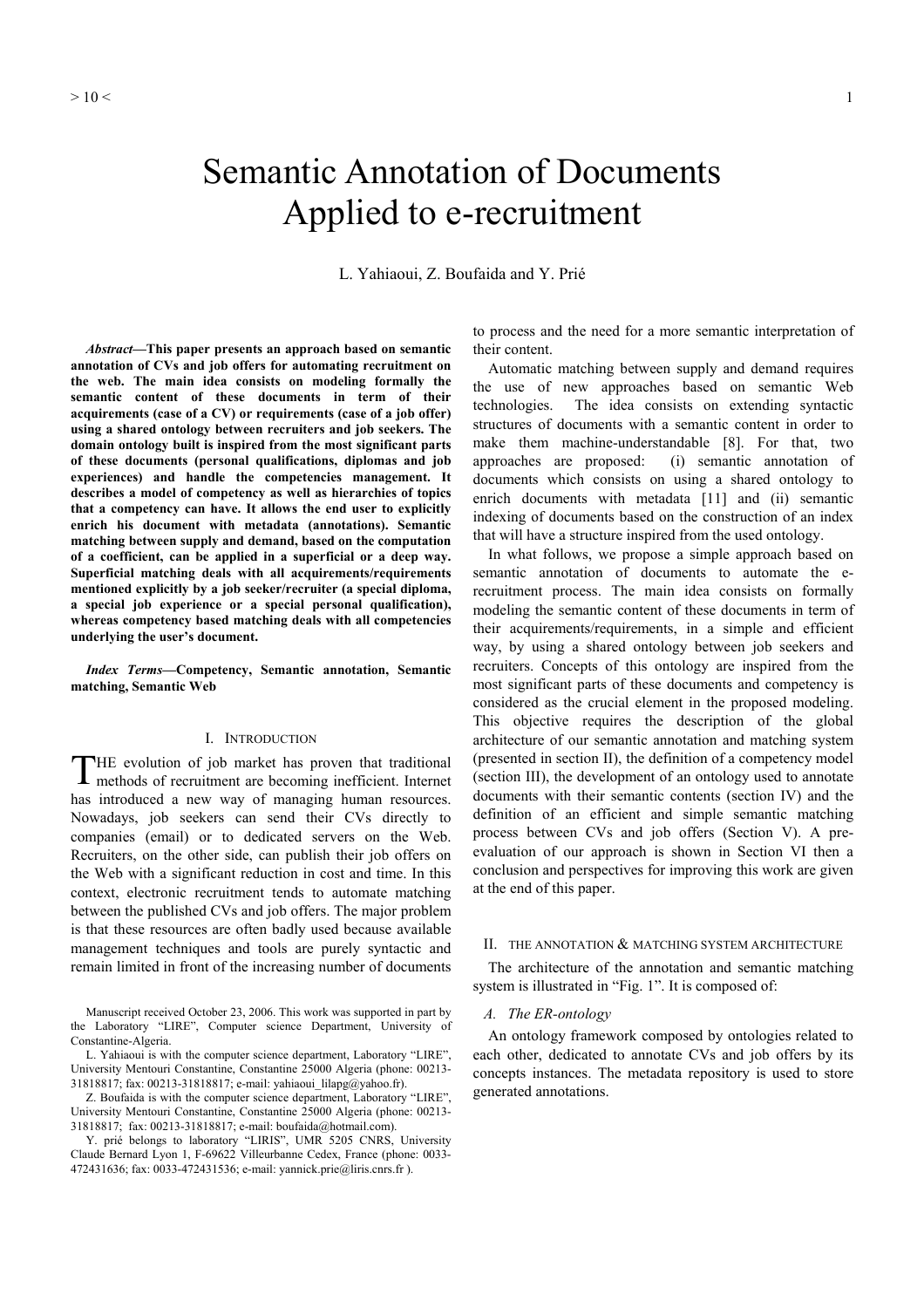# Semantic Annotation of Documents Applied to e-recruitment

L. Yahiaoui, Z. Boufaida and Y. Prié

***Abstract*—This paper presents an approach based on semantic annotation of CVs and job offers for automating recruitment on the web. The main idea consists on modeling formally the semantic content of these documents in term of their acquirements (case of a CV) or requirements (case of a job offer) using a shared ontology between recruiters and job seekers. The domain ontology built is inspired from the most significant parts of these documents (personal qualifications, diplomas and job experiences) and handle the competencies management. It describes a model of competency as well as hierarchies of topics that a competency can have. It allows the end user to explicitly enrich his document with metadata (annotations). Semantic matching between supply and demand, based on the computation of a coefficient, can be applied in a superficial or a deep way. Superficial matching deals with all acquirements/requirements mentioned explicitly by a job seeker/recruiter (a special diploma, a special job experience or a special personal qualification), whereas competency based matching deals with all competencies underlying the user's document.**

***Index Terms*—Competency, Semantic annotation, Semantic matching, Semantic Web**

## I. Introduction

THE evolution of job market has proven that traditional methods of recruitment are becoming inefficient. Internet has introduced a new way of managing human resources. Nowadays, job seekers can send their CVs directly to companies (email) or to dedicated servers on the Web. Recruiters, on the other side, can publish their job offers on the Web with a significant reduction in cost and time. In this context, electronic recruitment tends to automate matching between the published CVs and job offers. The major problem is that these resources are often badly used because available management techniques and tools are purely syntactic and remain limited in front of the increasing number of documents to process and the need for a more semantic interpretation of their content.

Automatic matching between supply and demand requires the use of new approaches based on semantic Web technologies. The idea consists on extending syntactic structures of documents with a semantic content in order to make them machine-understandable [8]. For that, two approaches are proposed: (i) semantic annotation of documents which consists on using a shared ontology to enrich documents with metadata [11] and (ii) semantic indexing of documents based on the construction of an index that will have a structure inspired from the used ontology.

In what follows, we propose a simple approach based on semantic annotation of documents to automate the e-recruitment process. The main idea consists on formally modeling the semantic content of these documents in term of their acquirements/requirements, in a simple and efficient way, by using a shared ontology between job seekers and recruiters. Concepts of this ontology are inspired from the most significant parts of these documents and competency is considered as the crucial element in the proposed modeling. This objective requires the description of the global architecture of our semantic annotation and matching system (presented in section II), the definition of a competency model (section III), the development of an ontology used to annotate documents with their semantic contents (section IV) and the definition of an efficient and simple semantic matching process between CVs and job offers (Section V). A pre-evaluation of our approach is shown in Section VI then a conclusion and perspectives for improving this work are given at the end of this paper.

## II. The Annotation & Matching System Architecture

The architecture of the annotation and semantic matching system is illustrated in "Fig. 1". It is composed of:

### *A. The ER-ontology*

An ontology framework composed by ontologies related to each other, dedicated to annotate CVs and job offers by its concepts instances. The metadata repository is used to store generated annotations.

Manuscript received October 23, 2006. This work was supported in part by the Laboratory "LIRE", Computer science Department, University of Constantine-Algeria.

L. Yahiaoui is with the computer science department, Laboratory "LIRE", University Mentouri Constantine, Constantine 25000 Algeria (phone: 00213-31818817; fax: 00213-31818817; e-mail: yahiaoui_lilapg@yahoo.fr).

Z. Boufaida is with the computer science department, Laboratory "LIRE", University Mentouri Constantine, Constantine 25000 Algeria (phone: 00213-31818817; fax: 00213-31818817; e-mail: boufaida@hotmail.com).

Y. prié belongs to laboratory "LIRIS", UMR 5205 CNRS, University Claude Bernard Lyon 1, F-69622 Villeurbanne Cedex, France (phone: 0033-472431636; fax: 0033-472431536; e-mail: yannick.prie@liris.cnrs.fr ).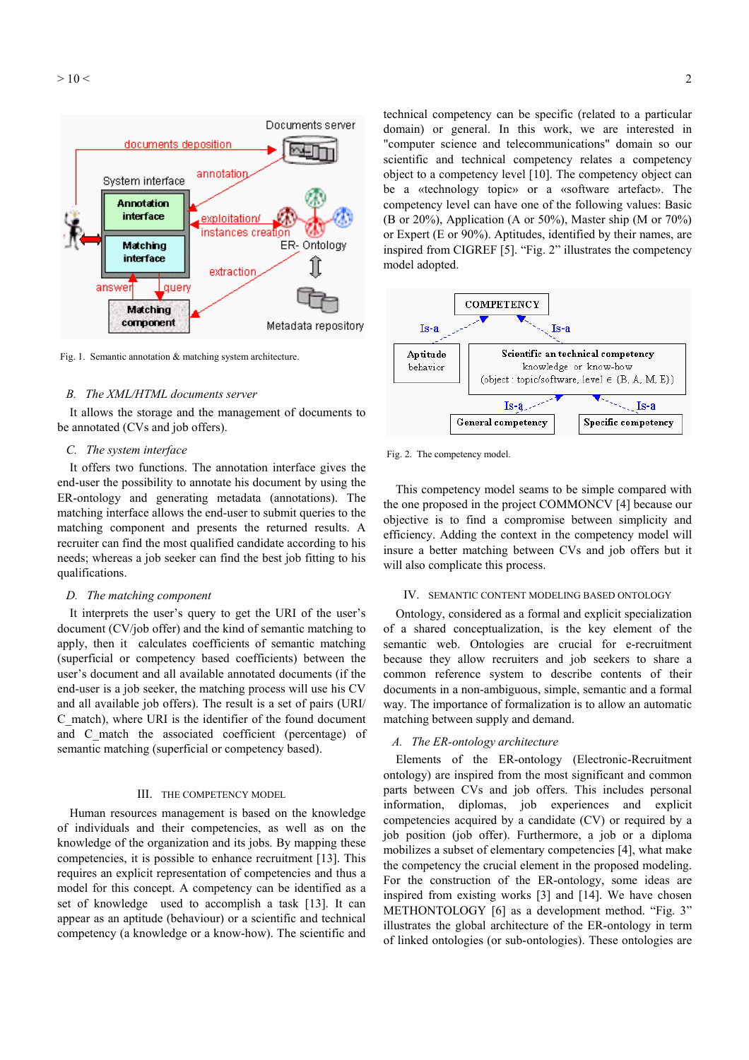Fig. 1. Semantic annotation & matching system architecture.

### B. The XML/HTML documents server

It allows the storage and the management of documents to be annotated (CVs and job offers).

### C. The system interface

It offers two functions. The annotation interface gives the end-user the possibility to annotate his document by using the ER-ontology and generating metadata (annotations). The matching interface allows the end-user to submit queries to the matching component and presents the returned results. A recruiter can find the most qualified candidate according to his needs; whereas a job seeker can find the best job fitting to his qualifications.

### D. The matching component

It interprets the user's query to get the URI of the user's document (CV/job offer) and the kind of semantic matching to apply, then it calculates coefficients of semantic matching (superficial or competency based coefficients) between the user's document and all available annotated documents (if the end-user is a job seeker, the matching process will use his CV and all available job offers). The result is a set of pairs (URI/ C_match), where URI is the identifier of the found document and C_match the associated coefficient (percentage) of semantic matching (superficial or competency based).

## III. The Competency Model

Human resources management is based on the knowledge of individuals and their competencies, as well as on the knowledge of the organization and its jobs. By mapping these competencies, it is possible to enhance recruitment [13]. This requires an explicit representation of competencies and thus a model for this concept. A competency can be identified as a set of knowledge used to accomplish a task [13]. It can appear as an aptitude (behaviour) or a scientific and technical competency (a knowledge or a know-how). The scientific and technical competency can be specific (related to a particular domain) or general. In this work, we are interested in "computer science and telecommunications" domain so our scientific and technical competency relates a competency object to a competency level [10]. The competency object can be a «technology topic» or a «software artefact». The competency level can have one of the following values: Basic (B or 20%), Application (A or 50%), Master ship (M or 70%) or Expert (E or 90%). Aptitudes, identified by their names, are inspired from CIGREF [5]. "Fig. 2" illustrates the competency model adopted.

Fig. 2. The competency model.

This competency model seams to be simple compared with the one proposed in the project COMMONCV [4] because our objective is to find a compromise between simplicity and efficiency. Adding the context in the competency model will insure a better matching between CVs and job offers but it will also complicate this process.

## IV. Semantic Content Modeling Based Ontology

Ontology, considered as a formal and explicit specialization of a shared conceptualization, is the key element of the semantic web. Ontologies are crucial for e-recruitment because they allow recruiters and job seekers to share a common reference system to describe contents of their documents in a non-ambiguous, simple, semantic and a formal way. The importance of formalization is to allow an automatic matching between supply and demand.

### A. The ER-ontology architecture

Elements of the ER-ontology (Electronic-Recruitment ontology) are inspired from the most significant and common parts between CVs and job offers. This includes personal information, diplomas, job experiences and explicit competencies acquired by a candidate (CV) or required by a job position (job offer). Furthermore, a job or a diploma mobilizes a subset of elementary competencies [4], what make the competency the crucial element in the proposed modeling. For the construction of the ER-ontology, some ideas are inspired from existing works [3] and [14]. We have chosen METHONTOLOGY [6] as a development method. "Fig. 3" illustrates the global architecture of the ER-ontology in term of linked ontologies (or sub-ontologies). These ontologies are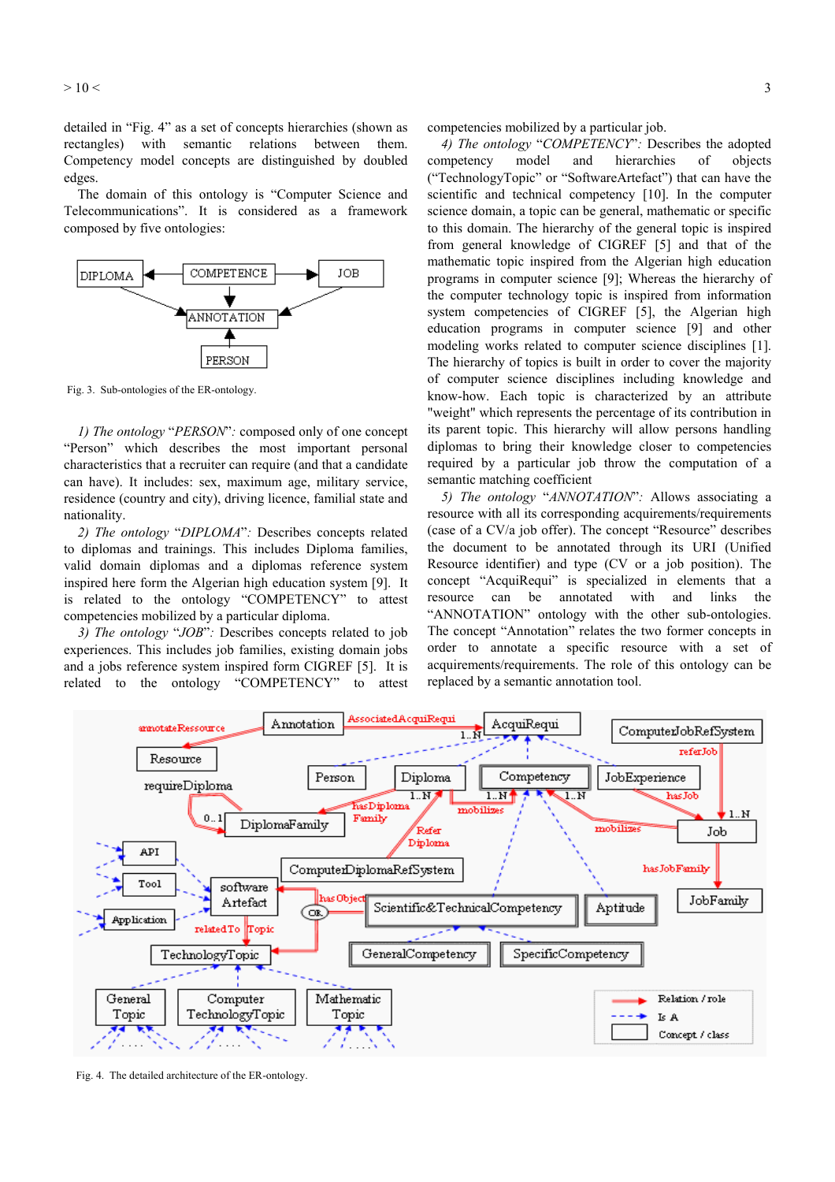detailed in "Fig. 4" as a set of concepts hierarchies (shown as rectangles) with semantic relations between them. Competency model concepts are distinguished by doubled edges.

The domain of this ontology is "Computer Science and Telecommunications". It is considered as a framework composed by five ontologies:

Fig. 3. Sub-ontologies of the ER-ontology.

*1) The ontology "PERSON"*: composed only of one concept "Person" which describes the most important personal characteristics that a recruiter can require (and that a candidate can have). It includes: sex, maximum age, military service, residence (country and city), driving licence, familial state and nationality.

*2) The ontology "DIPLOMA"*: Describes concepts related to diplomas and trainings. This includes Diploma families, valid domain diplomas and a diplomas reference system inspired here form the Algerian high education system [9]. It is related to the ontology "COMPETENCY" to attest competencies mobilized by a particular diploma.

*3) The ontology "JOB"*: Describes concepts related to job experiences. This includes job families, existing domain jobs and a jobs reference system inspired form CIGREF [5]. It is related to the ontology "COMPETENCY" to attest competencies mobilized by a particular job.

*4) The ontology "COMPETENCY"*: Describes the adopted competency model and hierarchies of objects ("TechnologyTopic" or "SoftwareArtefact") that can have the scientific and technical competency [10]. In the computer science domain, a topic can be general, mathematic or specific to this domain. The hierarchy of the general topic is inspired from general knowledge of CIGREF [5] and that of the mathematic topic inspired from the Algerian high education programs in computer science [9]; Whereas the hierarchy of the computer technology topic is inspired from information system competencies of CIGREF [5], the Algerian high education programs in computer science [9] and other modeling works related to computer science disciplines [1]. The hierarchy of topics is built in order to cover the majority of computer science disciplines including knowledge and know-how. Each topic is characterized by an attribute "weight" which represents the percentage of its contribution in its parent topic. This hierarchy will allow persons handling diplomas to bring their knowledge closer to competencies required by a particular job throw the computation of a semantic matching coefficient

*5) The ontology "ANNOTATION"*: Allows associating a resource with all its corresponding acquirements/requirements (case of a CV/a job offer). The concept "Resource" describes the document to be annotated through its URI (Unified Resource identifier) and type (CV or a job position). The concept "AcquiRequi" is specialized in elements that a resource can be annotated with and links the "ANNOTATION" ontology with the other sub-ontologies. The concept "Annotation" relates the two former concepts in order to annotate a specific resource with a set of acquirements/requirements. The role of this ontology can be replaced by a semantic annotation tool.

Fig. 4. The detailed architecture of the ER-ontology.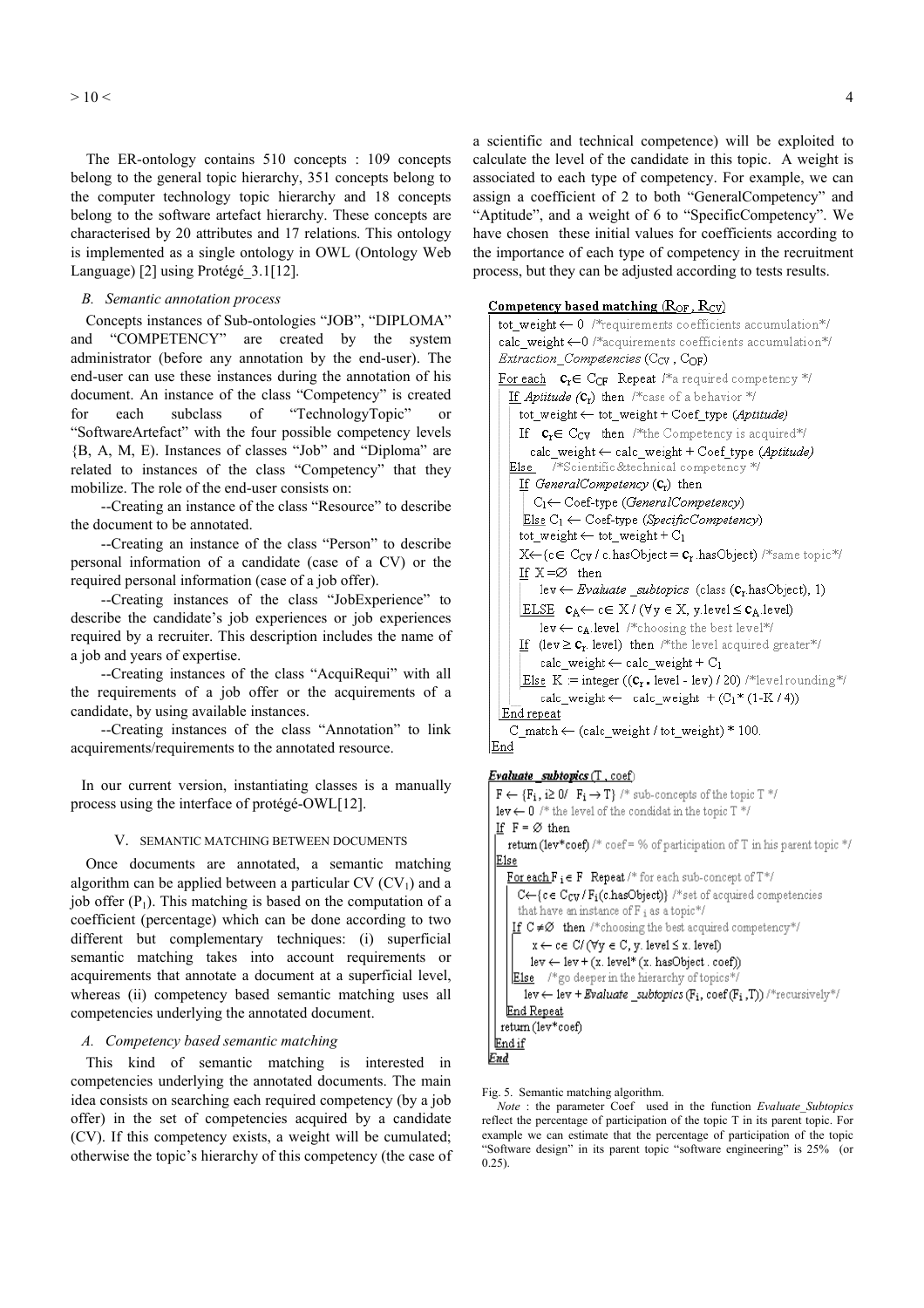The ER-ontology contains 510 concepts : 109 concepts belong to the general topic hierarchy, 351 concepts belong to the computer technology topic hierarchy and 18 concepts belong to the software artefact hierarchy. These concepts are characterised by 20 attributes and 17 relations. This ontology is implemented as a single ontology in OWL (Ontology Web Language) [2] using Protégé_3.1[12].

### B. Semantic annotation process

Concepts instances of Sub-ontologies "JOB", "DIPLOMA" and "COMPETENCY" are created by the system administrator (before any annotation by the end-user). The end-user can use these instances during the annotation of his document. An instance of the class "Competency" is created for each subclass of "TechnologyTopic" or "SoftwareArtefact" with the four possible competency levels {B, A, M, E). Instances of classes "Job" and "Diploma" are related to instances of the class "Competency" that they mobilize. The role of the end-user consists on:

--Creating an instance of the class "Resource" to describe the document to be annotated.

--Creating an instance of the class "Person" to describe personal information of a candidate (case of a CV) or the required personal information (case of a job offer).

--Creating instances of the class "JobExperience" to describe the candidate's job experiences or job experiences required by a recruiter. This description includes the name of a job and years of expertise.

--Creating instances of the class "AcquiRequi" with all the requirements of a job offer or the acquirements of a candidate, by using available instances.

--Creating instances of the class "Annotation" to link acquirements/requirements to the annotated resource.

In our current version, instantiating classes is a manually process using the interface of protégé-OWL[12].

## V. Semantic matching between documents

Once documents are annotated, a semantic matching algorithm can be applied between a particular CV ($CV_1$) and a job offer ($P_1$). This matching is based on the computation of a coefficient (percentage) which can be done according to two different but complementary techniques: (i) superficial semantic matching takes into account requirements or acquirements that annotate a document at a superficial level, whereas (ii) competency based semantic matching uses all competencies underlying the annotated document.

### A. Competency based semantic matching

This kind of semantic matching is interested in competencies underlying the annotated documents. The main idea consists on searching each required competency (by a job offer) in the set of competencies acquired by a candidate (CV). If this competency exists, a weight will be cumulated; otherwise the topic's hierarchy of this competency (the case of a scientific and technical competence) will be exploited to calculate the level of the candidate in this topic. A weight is associated to each type of competency. For example, we can assign a coefficient of 2 to both "GeneralCompetency" and "Aptitude", and a weight of 6 to "SpecificCompetency". We have chosen these initial values for coefficients according to the importance of each type of competency in the recruitment process, but they can be adjusted according to tests results.

```
Competency based matching (R_OF, R_CV)
tot_weight ← 0  /*requirements coefficients accumulation*/
calc_weight ← 0 /*acquirements coefficients accumulation*/
Extraction_Competencies (C_CV , C_OF)
For each  c_r ∈ C_OF  Repeat /*a required competency */
  If Aptitude (c_r) then  /*case of a behavior */
    tot_weight ← tot_weight + Coef_type (Aptitude)
    If  c_r ∈ C_CV  then  /*the Competency is acquired*/
      calc_weight ← calc_weight + Coef_type (Aptitude)
  Else    /*Scientific&technical competency */
    If GeneralCompetency (c_r) then
      C1 ← Coef-type (GeneralCompetency)
    Else C1 ← Coef-type (SpecificCompetency)
    tot_weight ← tot_weight + C1
    X ← {c ∈ C_CV / c.hasObject = c_r.hasObject} /*same topic*/
    If X = ∅  then
      lev ← Evaluate_subtopics (class (c_r.hasObject), 1)
    ELSE  c_A ← c ∈ X / (∀y ∈ X, y.level ≤ c_A.level)
      lev ← c_A.level  /*choosing the best level*/
    If  (lev ≥ c_r.level)  then  /*the level acquired greater*/
      calc_weight ← calc_weight + C1
    Else  K := integer ((c_r.level - lev) / 20) /*level rounding*/
      calc_weight ← calc_weight + (C1 * (1-K / 4))
End repeat
  C_match ← (calc_weight / tot_weight) * 100.
End
```

```
Evaluate_subtopics (T , coef)
F ← {F_i, i ≥ 0/  F_i → T} /* sub-concepts of the topic T */
lev ← 0 /* the level of the condidat in the topic T */
If F = ∅ then
  return (lev*coef) /* coef = % of participation of T in his parent topic */
Else
  For each F_i ∈ F  Repeat /* for each sub-concept of T*/
    C ← {c ∈ C_CV / F_i(c.hasObject)} /*set of acquired competencies
      that have an instance of F_i as a topic*/
    If C ≠ ∅  then /*choosing the best acquired competency*/
      x ← c ∈ C/(∀y ∈ C, y. level ≤ x. level)
      lev ← lev + (x. level* (x. hasObject . coef))
    Else   /*go deeper in the hierarchy of topics*/
      lev ← lev + Evaluate_subtopics (F_i, coef (F_i ,T)) /*recursively*/
  End Repeat
  return (lev*coef)
End if
End
```

Fig. 5. Semantic matching algorithm.

*Note* : the parameter Coef used in the function *Evaluate_Subtopics* reflect the percentage of participation of the topic T in its parent topic. For example we can estimate that the percentage of participation of the topic "Software design" in its parent topic "software engineering" is 25% (or 0.25).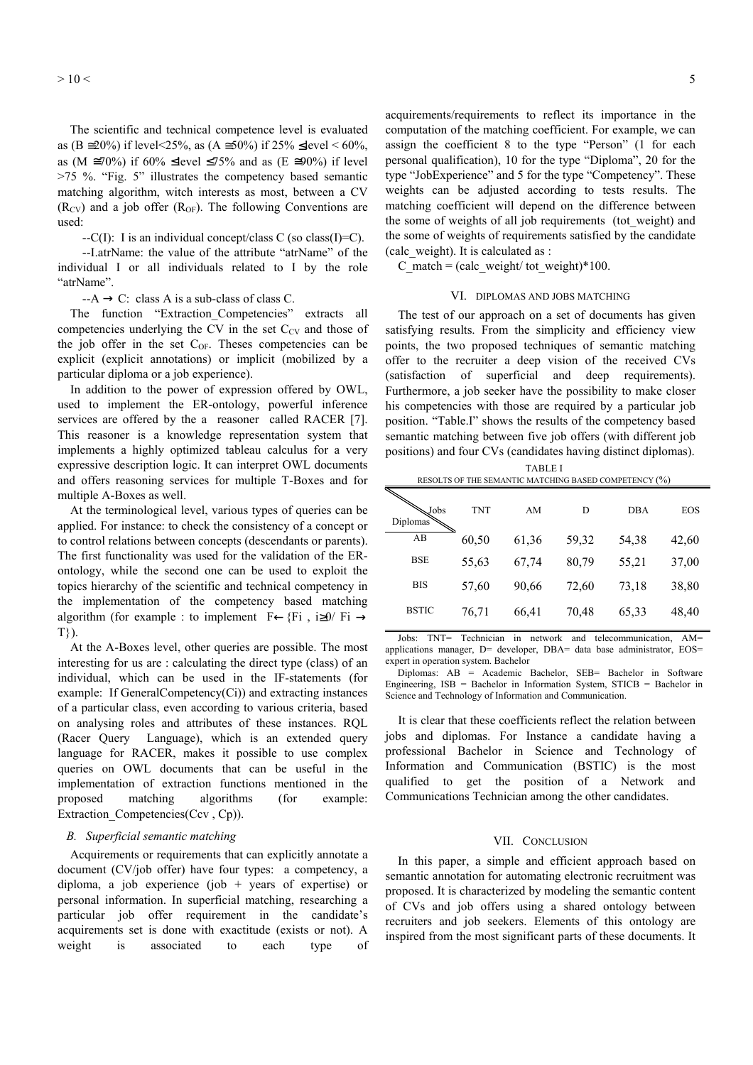The scientific and technical competence level is evaluated as (B ≅20%) if level<25%, as (A ≅50%) if 25% ≤level < 60%, as (M ≅70%) if 60% ≤level ≤75% and as (E ≅90%) if level >75 %. "Fig. 5" illustrates the competency based semantic matching algorithm, witch interests as most, between a CV ($R_{CV}$) and a job offer ($R_{OF}$). The following Conventions are used:

--C(I): I is an individual concept/class C (so class(I)=C).

--I.atrName: the value of the attribute "atrName" of the individual I or all individuals related to I by the role "atrName".

--A → C: class A is a sub-class of class C.

The function "Extraction_Competencies" extracts all competencies underlying the CV in the set $C_{CV}$ and those of the job offer in the set $C_{OF}$. Theses competencies can be explicit (explicit annotations) or implicit (mobilized by a particular diploma or a job experience).

In addition to the power of expression offered by OWL, used to implement the ER-ontology, powerful inference services are offered by the a reasoner called RACER [7]. This reasoner is a knowledge representation system that implements a highly optimized tableau calculus for a very expressive description logic. It can interpret OWL documents and offers reasoning services for multiple T-Boxes and for multiple A-Boxes as well.

At the terminological level, various types of queries can be applied. For instance: to check the consistency of a concept or to control relations between concepts (descendants or parents). The first functionality was used for the validation of the ER-ontology, while the second one can be used to exploit the topics hierarchy of the scientific and technical competency in the implementation of the competency based matching algorithm (for example : to implement F← {Fi , i≥0/ Fi → T}).

At the A-Boxes level, other queries are possible. The most interesting for us are : calculating the direct type (class) of an individual, which can be used in the IF-statements (for example: If GeneralCompetency(Ci)) and extracting instances of a particular class, even according to various criteria, based on analysing roles and attributes of these instances. RQL (Racer Query Language), which is an extended query language for RACER, makes it possible to use complex queries on OWL documents that can be useful in the implementation of extraction functions mentioned in the proposed matching algorithms (for example: Extraction_Competencies(Ccv , Cp)).

### *B. Superficial semantic matching*

Acquirements or requirements that can explicitly annotate a document (CV/job offer) have four types: a competency, a diploma, a job experience (job + years of expertise) or personal information. In superficial matching, researching a particular job offer requirement in the candidate's acquirements set is done with exactitude (exists or not). A weight is associated to each type of acquirements/requirements to reflect its importance in the computation of the matching coefficient. For example, we can assign the coefficient 8 to the type "Person" (1 for each personal qualification), 10 for the type "Diploma", 20 for the type "JobExperience" and 5 for the type "Competency". These weights can be adjusted according to tests results. The matching coefficient will depend on the difference between the some of weights of all job requirements (tot_weight) and the some of weights of requirements satisfied by the candidate (calc_weight). It is calculated as :

C_match = (calc_weight/ tot_weight)*100.

## VI. Diplomas and Jobs Matching

The test of our approach on a set of documents has given satisfying results. From the simplicity and efficiency view points, the two proposed techniques of semantic matching offer to the recruiter a deep vision of the received CVs (satisfaction of superficial and deep requirements). Furthermore, a job seeker have the possibility to make closer his competencies with those are required by a particular job position. "Table.I" shows the results of the competency based semantic matching between five job offers (with different job positions) and four CVs (candidates having distinct diplomas).

TABLE I
RESOLTS OF THE SEMANTIC MATCHING BASED COMPETENCY (%)

| Diplomas \ Jobs | TNT | AM | D | DBA | EOS |
|---|---|---|---|---|---|
| AB | 60,50 | 61,36 | 59,32 | 54,38 | 42,60 |
| BSE | 55,63 | 67,74 | 80,79 | 55,21 | 37,00 |
| BIS | 57,60 | 90,66 | 72,60 | 73,18 | 38,80 |
| BSTIC | 76,71 | 66,41 | 70,48 | 65,33 | 48,40 |

Jobs: TNT= Technician in network and telecommunication, AM= applications manager, D= developer, DBA= data base administrator, EOS= expert in operation system. Bachelor

Diplomas: AB = Academic Bachelor, SEB= Bachelor in Software Engineering, ISB = Bachelor in Information System, STICB = Bachelor in Science and Technology of Information and Communication.

It is clear that these coefficients reflect the relation between jobs and diplomas. For Instance a candidate having a professional Bachelor in Science and Technology of Information and Communication (BSTIC) is the most qualified to get the position of a Network and Communications Technician among the other candidates.

## VII. Conclusion

In this paper, a simple and efficient approach based on semantic annotation for automating electronic recruitment was proposed. It is characterized by modeling the semantic content of CVs and job offers using a shared ontology between recruiters and job seekers. Elements of this ontology are inspired from the most significant parts of these documents. It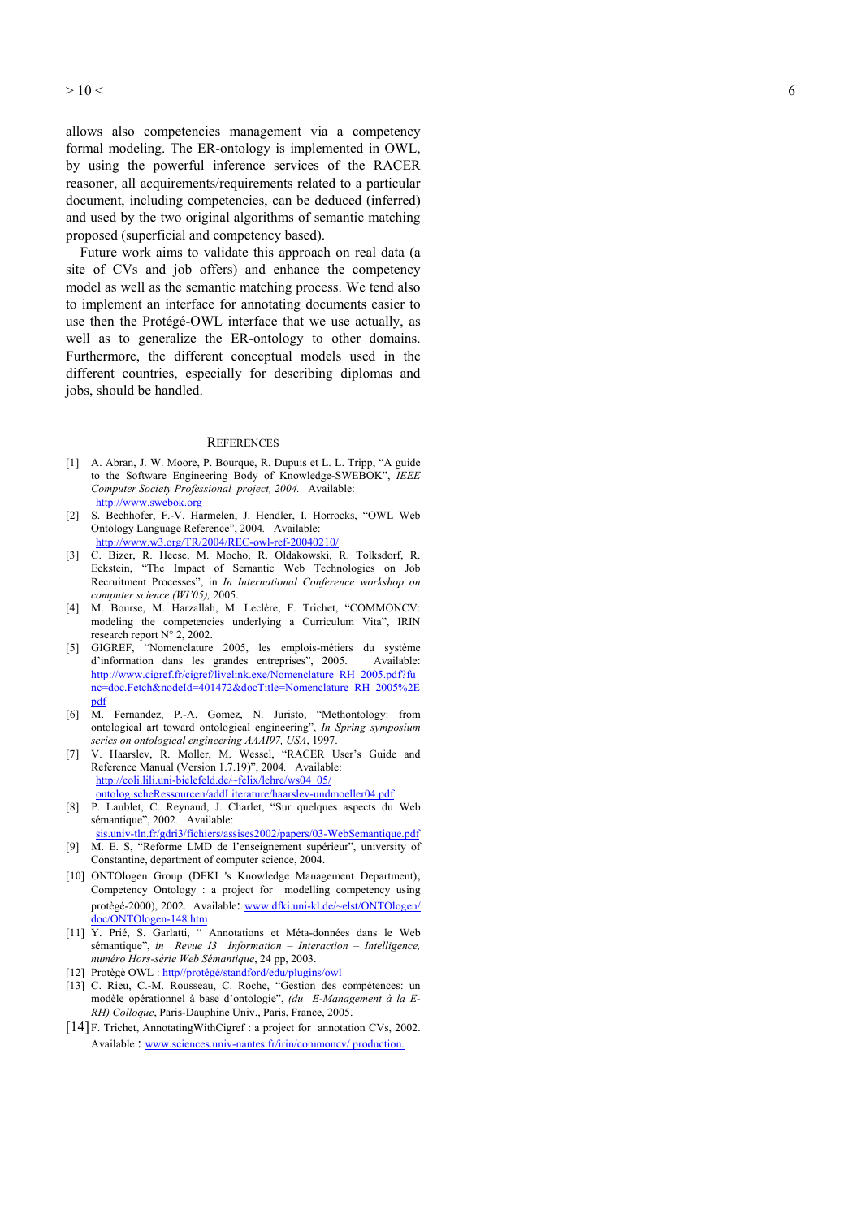allows also competencies management via a competency formal modeling. The ER-ontology is implemented in OWL, by using the powerful inference services of the RACER reasoner, all acquirements/requirements related to a particular document, including competencies, can be deduced (inferred) and used by the two original algorithms of semantic matching proposed (superficial and competency based).

Future work aims to validate this approach on real data (a site of CVs and job offers) and enhance the competency model as well as the semantic matching process. We tend also to implement an interface for annotating documents easier to use then the Protégé-OWL interface that we use actually, as well as to generalize the ER-ontology to other domains. Furthermore, the different conceptual models used in the different countries, especially for describing diplomas and jobs, should be handled.

## References

[1] A. Abran, J. W. Moore, P. Bourque, R. Dupuis et L. L. Tripp, "A guide to the Software Engineering Body of Knowledge-SWEBOK", *IEEE Computer Society Professional project, 2004.* Available: http://www.swebok.org

[2] S. Bechhofer, F.-V. Harmelen, J. Hendler, I. Horrocks, "OWL Web Ontology Language Reference", 2004. Available: http://www.w3.org/TR/2004/REC-owl-ref-20040210/

[3] C. Bizer, R. Heese, M. Mocho, R. Oldakowski, R. Tolksdorf, R. Eckstein, "The Impact of Semantic Web Technologies on Job Recruitment Processes", in *In International Conference workshop on computer science (WI'05),* 2005.

[4] M. Bourse, M. Harzallah, M. Leclère, F. Trichet, "COMMONCV: modeling the competencies underlying a Curriculum Vita", IRIN research report N° 2, 2002.

[5] GIGREF, "Nomenclature 2005, les emplois-métiers du système d'information dans les grandes entreprises", 2005. Available: http://www.cigref.fr/cigref/livelink.exe/Nomenclature_RH_2005.pdf?func=doc.Fetch&nodeId=401472&docTitle=Nomenclature_RH_2005%2Epdf

[6] M. Fernandez, P.-A. Gomez, N. Juristo, "Methontology: from ontological art toward ontological engineering", *In Spring symposium series on ontological engineering AAAI97, USA*, 1997.

[7] V. Haarslev, R. Moller, M. Wessel, "RACER User's Guide and Reference Manual (Version 1.7.19)", 2004. Available: http://coli.lili.uni-bielefeld.de/~felix/lehre/ws04_05/ontologischeRessourcen/addLiterature/haarslev-undmoeller04.pdf

[8] P. Laublet, C. Reynaud, J. Charlet, "Sur quelques aspects du Web sémantique", 2002. Available: sis.univ-tln.fr/gdri3/fichiers/assises2002/papers/03-WebSemantique.pdf

[9] M. E. S, "Reforme LMD de l'enseignement supérieur", university of Constantine, department of computer science, 2004.

[10] ONTOlogen Group (DFKI 's Knowledge Management Department), Competency Ontology : a project for modelling competency using protègè-2000), 2002. Available: www.dfki.uni-kl.de/~elst/ONTOlogen/doc/ONTOlogen-148.htm

[11] Y. Prié, S. Garlatti, " Annotations et Méta-données dans le Web sémantique", *in Revue I3 Information – Interaction – Intelligence, numéro Hors-série Web Sémantique*, 24 pp, 2003.

[12] Protègè OWL : http//protégé/standford/edu/plugins/owl

[13] C. Rieu, C.-M. Rousseau, C. Roche, "Gestion des compétences: un modèle opérationnel à base d'ontologie", *(du E-Management à la E-RH) Colloque*, Paris-Dauphine Univ., Paris, France, 2005.

[14] F. Trichet, AnnotatingWithCigref : a project for annotation CVs, 2002. Available : www.sciences.univ-nantes.fr/irin/commoncv/ production.